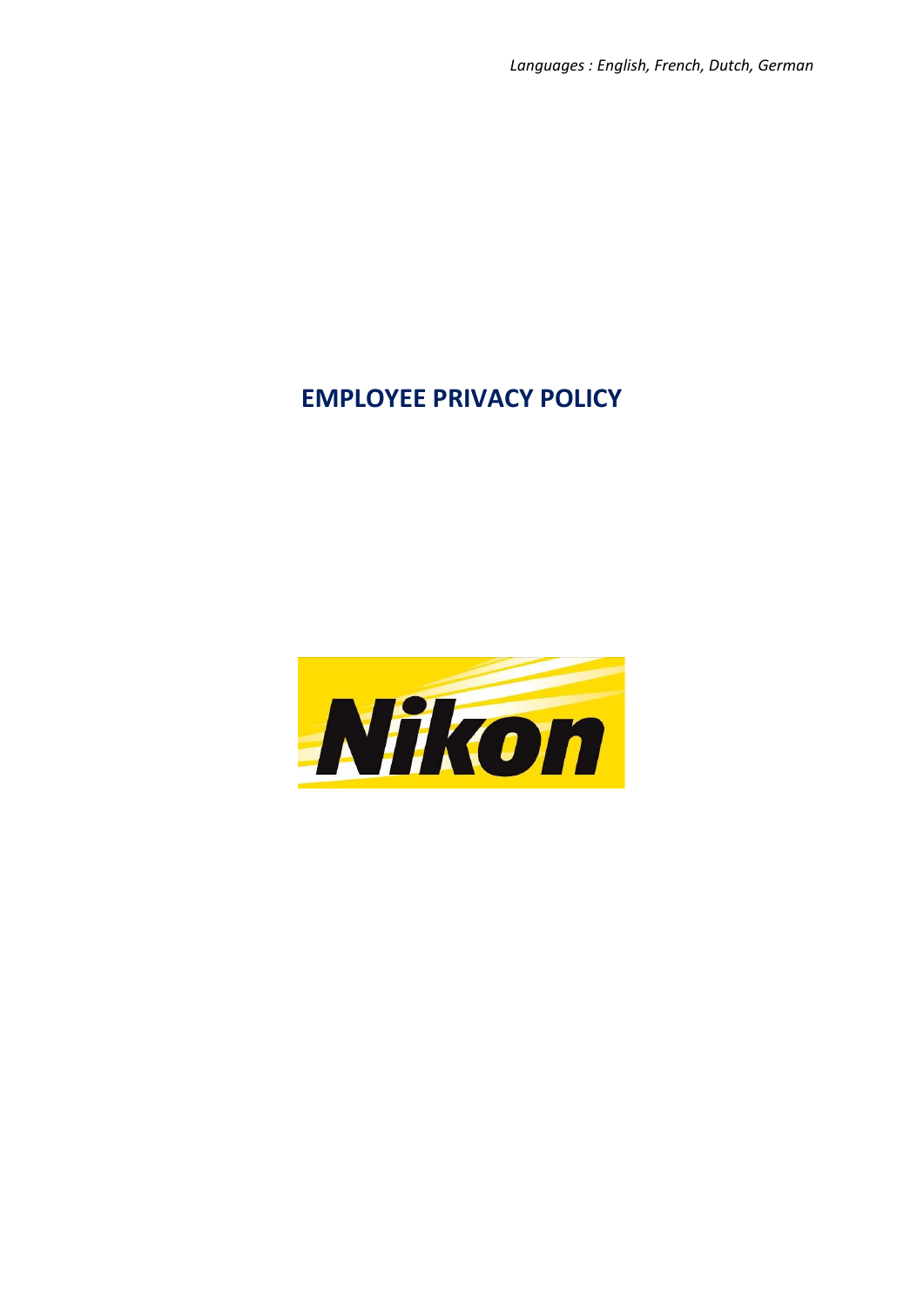*Languages : English, French, Dutch, German*

# EMPLOYEE PRIVACY POLICY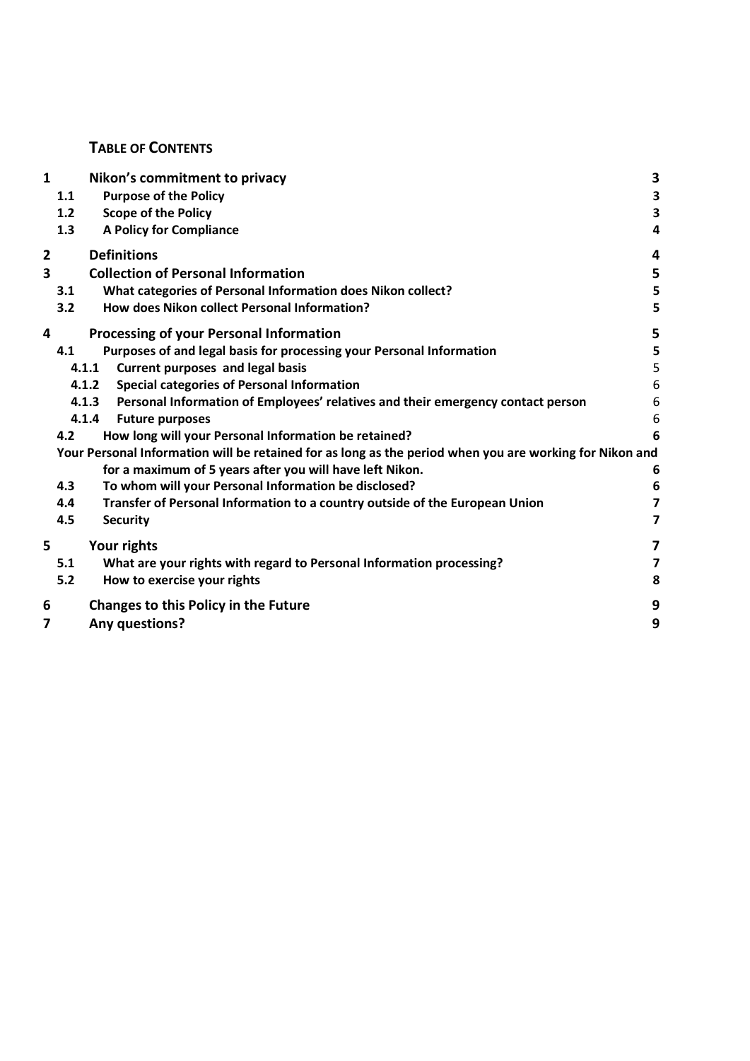## TABLE OF CONTENTS

| | | |
|---|---|---|
| **1** | **Nikon's commitment to privacy** | **3** |
| **1.1** | **Purpose of the Policy** | **3** |
| **1.2** | **Scope of the Policy** | **3** |
| **1.3** | **A Policy for Compliance** | **4** |
| **2** | **Definitions** | **4** |
| **3** | **Collection of Personal Information** | **5** |
| **3.1** | **What categories of Personal Information does Nikon collect?** | **5** |
| **3.2** | **How does Nikon collect Personal Information?** | **5** |
| **4** | **Processing of your Personal Information** | **5** |
| **4.1** | **Purposes of and legal basis for processing your Personal Information** | **5** |
| **4.1.1** | **Current purposes and legal basis** | 5 |
| **4.1.2** | **Special categories of Personal Information** | 6 |
| **4.1.3** | **Personal Information of Employees' relatives and their emergency contact person** | 6 |
| **4.1.4** | **Future purposes** | 6 |
| **4.2** | **How long will your Personal Information be retained?** | **6** |
| | **Your Personal Information will be retained for as long as the period when you are working for Nikon and for a maximum of 5 years after you will have left Nikon.** | **6** |
| **4.3** | **To whom will your Personal Information be disclosed?** | **6** |
| **4.4** | **Transfer of Personal Information to a country outside of the European Union** | **7** |
| **4.5** | **Security** | **7** |
| **5** | **Your rights** | **7** |
| **5.1** | **What are your rights with regard to Personal Information processing?** | **7** |
| **5.2** | **How to exercise your rights** | **8** |
| **6** | **Changes to this Policy in the Future** | **9** |
| **7** | **Any questions?** | **9** |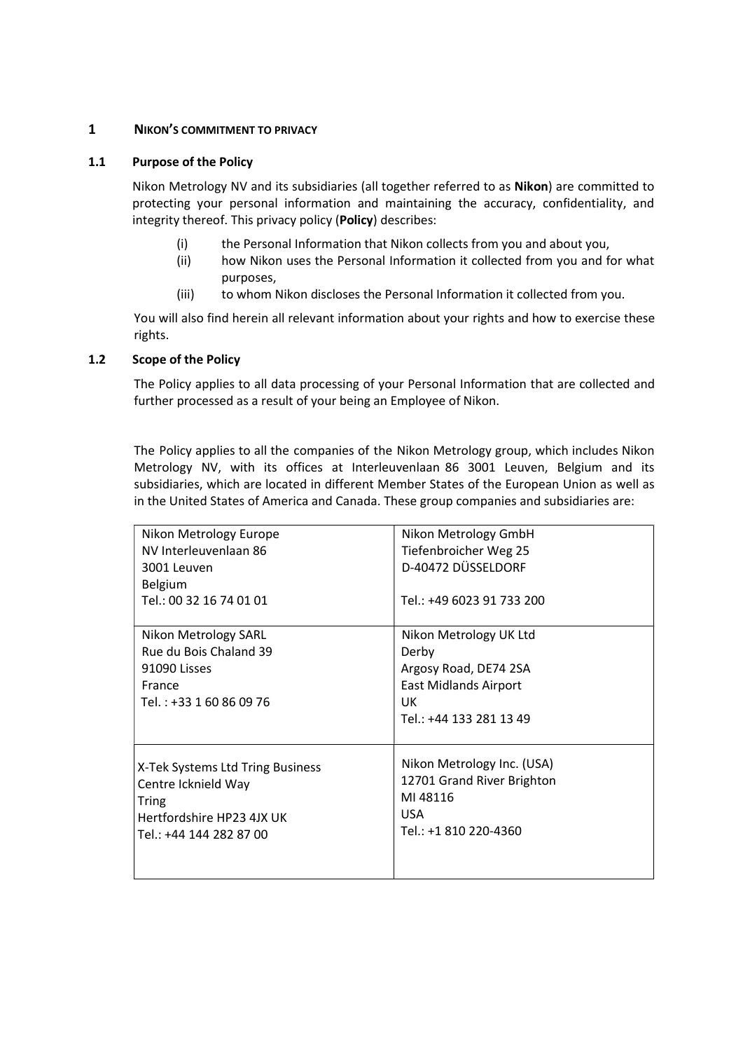## 1 NIKON'S COMMITMENT TO PRIVACY

### 1.1 Purpose of the Policy

Nikon Metrology NV and its subsidiaries (all together referred to as **Nikon**) are committed to protecting your personal information and maintaining the accuracy, confidentiality, and integrity thereof. This privacy policy (**Policy**) describes:

(i) the Personal Information that Nikon collects from you and about you,
(ii) how Nikon uses the Personal Information it collected from you and for what purposes,
(iii) to whom Nikon discloses the Personal Information it collected from you.

You will also find herein all relevant information about your rights and how to exercise these rights.

### 1.2 Scope of the Policy

The Policy applies to all data processing of your Personal Information that are collected and further processed as a result of your being an Employee of Nikon.

The Policy applies to all the companies of the Nikon Metrology group, which includes Nikon Metrology NV, with its offices at Interleuvenlaan 86 3001 Leuven, Belgium and its subsidiaries, which are located in different Member States of the European Union as well as in the United States of America and Canada. These group companies and subsidiaries are:

| | |
|---|---|
| Nikon Metrology Europe<br>NV Interleuvenlaan 86<br>3001 Leuven<br>Belgium<br>Tel.: 00 32 16 74 01 01 | Nikon Metrology GmbH<br>Tiefenbroicher Weg 25<br>D-40472 DÜSSELDORF<br><br>Tel.: +49 6023 91 733 200 |
| Nikon Metrology SARL<br>Rue du Bois Chaland 39<br>91090 Lisses<br>France<br>Tel. : +33 1 60 86 09 76 | Nikon Metrology UK Ltd<br>Derby<br>Argosy Road, DE74 2SA<br>East Midlands Airport<br>UK<br>Tel.: +44 133 281 13 49 |
| X-Tek Systems Ltd Tring Business<br>Centre Icknield Way<br>Tring<br>Hertfordshire HP23 4JX UK<br>Tel.: +44 144 282 87 00 | Nikon Metrology Inc. (USA)<br>12701 Grand River Brighton<br>MI 48116<br>USA<br>Tel.: +1 810 220-4360 |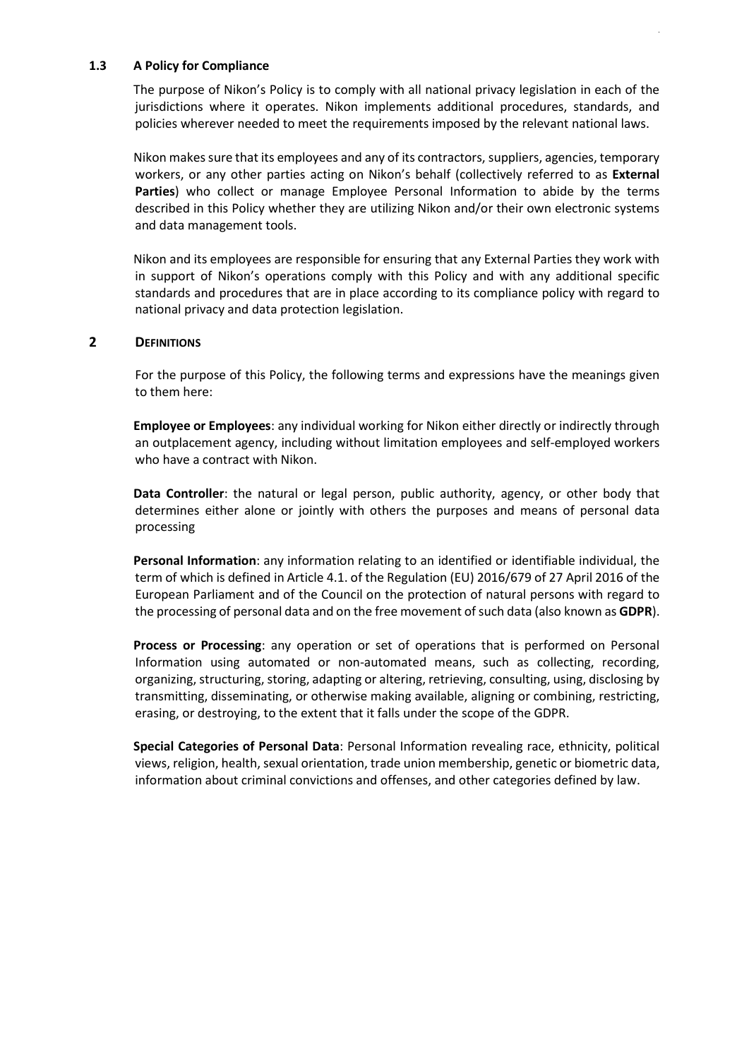### 1.3 A Policy for Compliance

The purpose of Nikon's Policy is to comply with all national privacy legislation in each of the jurisdictions where it operates. Nikon implements additional procedures, standards, and policies wherever needed to meet the requirements imposed by the relevant national laws.

Nikon makes sure that its employees and any of its contractors, suppliers, agencies, temporary workers, or any other parties acting on Nikon's behalf (collectively referred to as **External Parties**) who collect or manage Employee Personal Information to abide by the terms described in this Policy whether they are utilizing Nikon and/or their own electronic systems and data management tools.

Nikon and its employees are responsible for ensuring that any External Parties they work with in support of Nikon's operations comply with this Policy and with any additional specific standards and procedures that are in place according to its compliance policy with regard to national privacy and data protection legislation.

## 2 DEFINITIONS

For the purpose of this Policy, the following terms and expressions have the meanings given to them here:

**Employee or Employees**: any individual working for Nikon either directly or indirectly through an outplacement agency, including without limitation employees and self-employed workers who have a contract with Nikon.

**Data Controller**: the natural or legal person, public authority, agency, or other body that determines either alone or jointly with others the purposes and means of personal data processing

**Personal Information**: any information relating to an identified or identifiable individual, the term of which is defined in Article 4.1. of the Regulation (EU) 2016/679 of 27 April 2016 of the European Parliament and of the Council on the protection of natural persons with regard to the processing of personal data and on the free movement of such data (also known as **GDPR**).

**Process or Processing**: any operation or set of operations that is performed on Personal Information using automated or non-automated means, such as collecting, recording, organizing, structuring, storing, adapting or altering, retrieving, consulting, using, disclosing by transmitting, disseminating, or otherwise making available, aligning or combining, restricting, erasing, or destroying, to the extent that it falls under the scope of the GDPR.

**Special Categories of Personal Data**: Personal Information revealing race, ethnicity, political views, religion, health, sexual orientation, trade union membership, genetic or biometric data, information about criminal convictions and offenses, and other categories defined by law.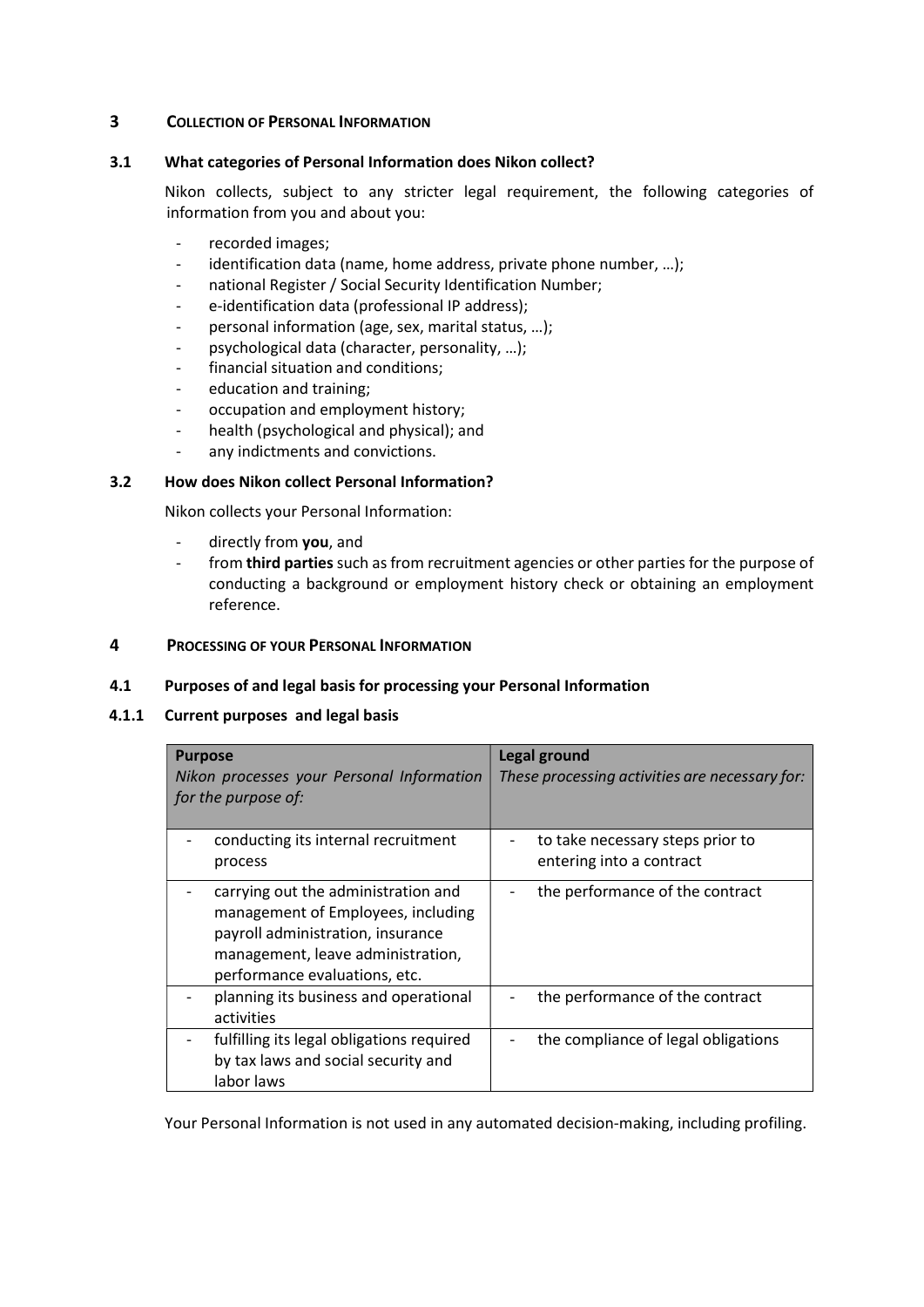## 3 COLLECTION OF PERSONAL INFORMATION

### 3.1 What categories of Personal Information does Nikon collect?

Nikon collects, subject to any stricter legal requirement, the following categories of information from you and about you:

- recorded images;
- identification data (name, home address, private phone number, …);
- national Register / Social Security Identification Number;
- e-identification data (professional IP address);
- personal information (age, sex, marital status, …);
- psychological data (character, personality, …);
- financial situation and conditions;
- education and training;
- occupation and employment history;
- health (psychological and physical); and
- any indictments and convictions.

### 3.2 How does Nikon collect Personal Information?

Nikon collects your Personal Information:

- directly from **you**, and
- from **third parties** such as from recruitment agencies or other parties for the purpose of conducting a background or employment history check or obtaining an employment reference.

## 4 PROCESSING OF YOUR PERSONAL INFORMATION

### 4.1 Purposes of and legal basis for processing your Personal Information

#### 4.1.1 Current purposes and legal basis

| **Purpose**<br>*Nikon processes your Personal Information for the purpose of:* | **Legal ground**<br>*These processing activities are necessary for:* |
|---|---|
| - conducting its internal recruitment process | - to take necessary steps prior to entering into a contract |
| - carrying out the administration and management of Employees, including payroll administration, insurance management, leave administration, performance evaluations, etc. | - the performance of the contract |
| - planning its business and operational activities | - the performance of the contract |
| - fulfilling its legal obligations required by tax laws and social security and labor laws | - the compliance of legal obligations |

Your Personal Information is not used in any automated decision-making, including profiling.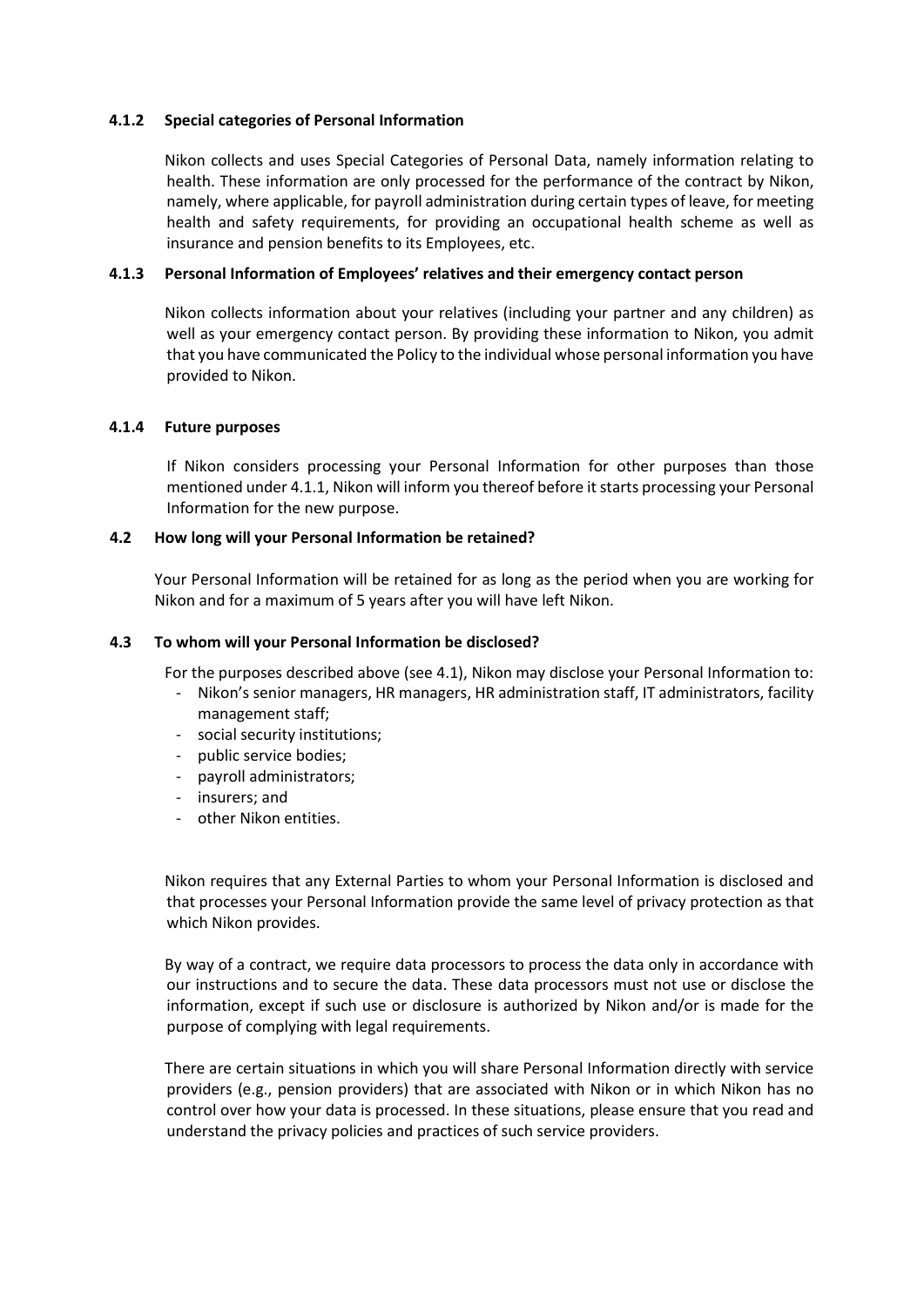#### 4.1.2 Special categories of Personal Information

Nikon collects and uses Special Categories of Personal Data, namely information relating to health. These information are only processed for the performance of the contract by Nikon, namely, where applicable, for payroll administration during certain types of leave, for meeting health and safety requirements, for providing an occupational health scheme as well as insurance and pension benefits to its Employees, etc.

#### 4.1.3 Personal Information of Employees' relatives and their emergency contact person

Nikon collects information about your relatives (including your partner and any children) as well as your emergency contact person. By providing these information to Nikon, you admit that you have communicated the Policy to the individual whose personal information you have provided to Nikon.

#### 4.1.4 Future purposes

If Nikon considers processing your Personal Information for other purposes than those mentioned under 4.1.1, Nikon will inform you thereof before it starts processing your Personal Information for the new purpose.

### 4.2 How long will your Personal Information be retained?

Your Personal Information will be retained for as long as the period when you are working for Nikon and for a maximum of 5 years after you will have left Nikon.

### 4.3 To whom will your Personal Information be disclosed?

For the purposes described above (see 4.1), Nikon may disclose your Personal Information to:

- Nikon's senior managers, HR managers, HR administration staff, IT administrators, facility management staff;
- social security institutions;
- public service bodies;
- payroll administrators;
- insurers; and
- other Nikon entities.

Nikon requires that any External Parties to whom your Personal Information is disclosed and that processes your Personal Information provide the same level of privacy protection as that which Nikon provides.

By way of a contract, we require data processors to process the data only in accordance with our instructions and to secure the data. These data processors must not use or disclose the information, except if such use or disclosure is authorized by Nikon and/or is made for the purpose of complying with legal requirements.

There are certain situations in which you will share Personal Information directly with service providers (e.g., pension providers) that are associated with Nikon or in which Nikon has no control over how your data is processed. In these situations, please ensure that you read and understand the privacy policies and practices of such service providers.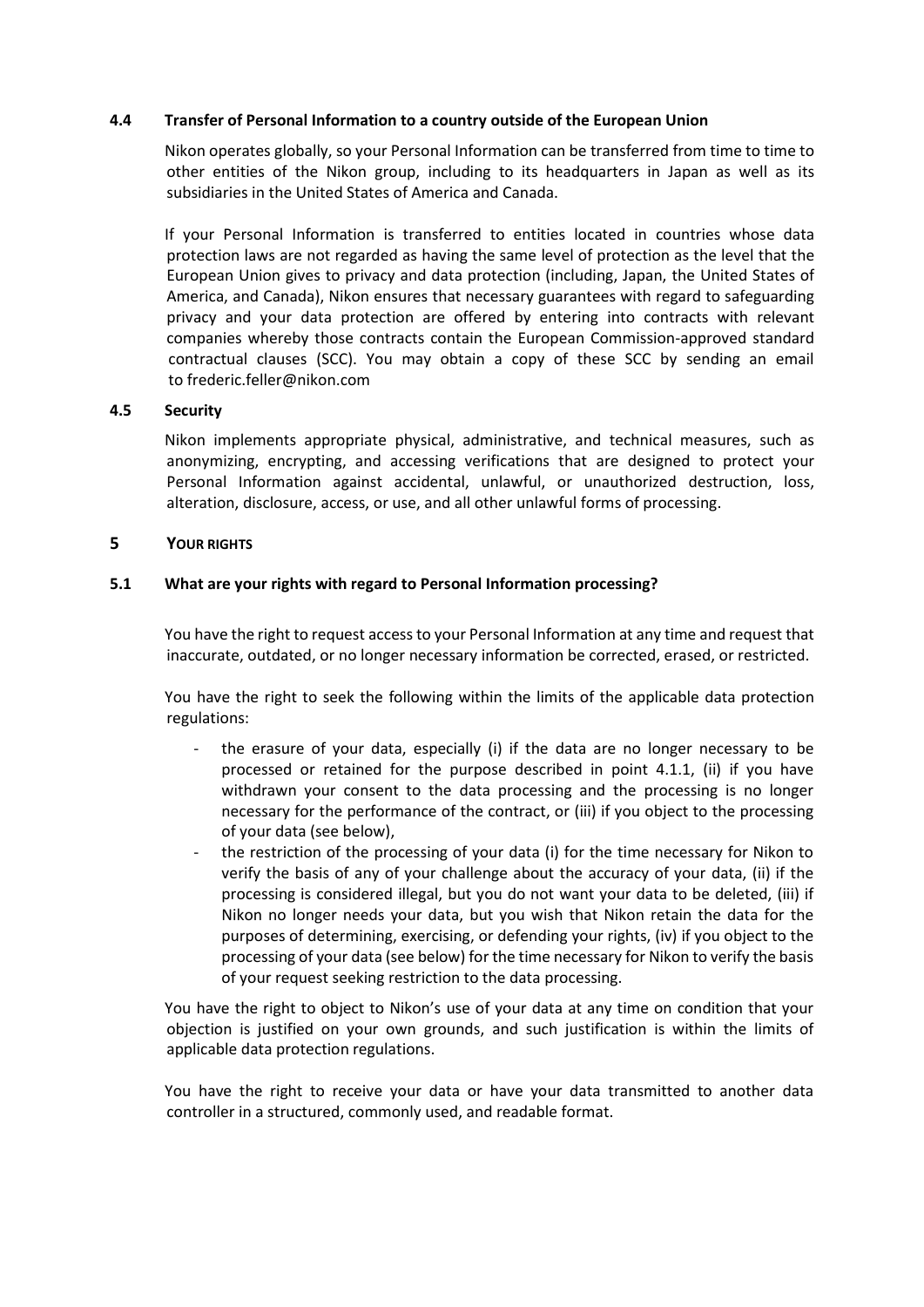### 4.4 Transfer of Personal Information to a country outside of the European Union

Nikon operates globally, so your Personal Information can be transferred from time to time to other entities of the Nikon group, including to its headquarters in Japan as well as its subsidiaries in the United States of America and Canada.

If your Personal Information is transferred to entities located in countries whose data protection laws are not regarded as having the same level of protection as the level that the European Union gives to privacy and data protection (including, Japan, the United States of America, and Canada), Nikon ensures that necessary guarantees with regard to safeguarding privacy and your data protection are offered by entering into contracts with relevant companies whereby those contracts contain the European Commission-approved standard contractual clauses (SCC). You may obtain a copy of these SCC by sending an email to frederic.feller@nikon.com

### 4.5 Security

Nikon implements appropriate physical, administrative, and technical measures, such as anonymizing, encrypting, and accessing verifications that are designed to protect your Personal Information against accidental, unlawful, or unauthorized destruction, loss, alteration, disclosure, access, or use, and all other unlawful forms of processing.

## 5 YOUR RIGHTS

### 5.1 What are your rights with regard to Personal Information processing?

You have the right to request access to your Personal Information at any time and request that inaccurate, outdated, or no longer necessary information be corrected, erased, or restricted.

You have the right to seek the following within the limits of the applicable data protection regulations:

- the erasure of your data, especially (i) if the data are no longer necessary to be processed or retained for the purpose described in point 4.1.1, (ii) if you have withdrawn your consent to the data processing and the processing is no longer necessary for the performance of the contract, or (iii) if you object to the processing of your data (see below),
- the restriction of the processing of your data (i) for the time necessary for Nikon to verify the basis of any of your challenge about the accuracy of your data, (ii) if the processing is considered illegal, but you do not want your data to be deleted, (iii) if Nikon no longer needs your data, but you wish that Nikon retain the data for the purposes of determining, exercising, or defending your rights, (iv) if you object to the processing of your data (see below) for the time necessary for Nikon to verify the basis of your request seeking restriction to the data processing.

You have the right to object to Nikon's use of your data at any time on condition that your objection is justified on your own grounds, and such justification is within the limits of applicable data protection regulations.

You have the right to receive your data or have your data transmitted to another data controller in a structured, commonly used, and readable format.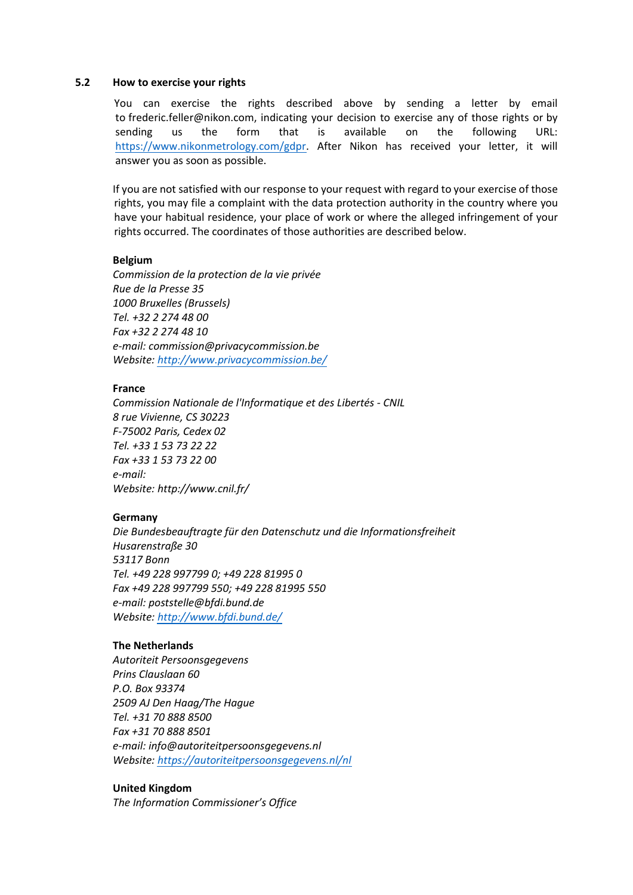### 5.2 How to exercise your rights

You can exercise the rights described above by sending a letter by email to frederic.feller@nikon.com, indicating your decision to exercise any of those rights or by sending us the form that is available on the following URL: [https://www.nikonmetrology.com/gdpr](https://www.nikonmetrology.com/gdpr). After Nikon has received your letter, it will answer you as soon as possible.

If you are not satisfied with our response to your request with regard to your exercise of those rights, you may file a complaint with the data protection authority in the country where you have your habitual residence, your place of work or where the alleged infringement of your rights occurred. The coordinates of those authorities are described below.

**Belgium**
*Commission de la protection de la vie privée*
*Rue de la Presse 35*
*1000 Bruxelles (Brussels)*
*Tel. +32 2 274 48 00*
*Fax +32 2 274 48 10*
*e-mail: commission@privacycommission.be*
*Website: [http://www.privacycommission.be/](http://www.privacycommission.be/)*

**France**
*Commission Nationale de l'Informatique et des Libertés - CNIL*
*8 rue Vivienne, CS 30223*
*F-75002 Paris, Cedex 02*
*Tel. +33 1 53 73 22 22*
*Fax +33 1 53 73 22 00*
*e-mail:*
*Website: http://www.cnil.fr/*

**Germany**
*Die Bundesbeauftragte für den Datenschutz und die Informationsfreiheit*
*Husarenstraße 30*
*53117 Bonn*
*Tel. +49 228 997799 0; +49 228 81995 0*
*Fax +49 228 997799 550; +49 228 81995 550*
*e-mail: poststelle@bfdi.bund.de*
*Website: [http://www.bfdi.bund.de/](http://www.bfdi.bund.de/)*

**The Netherlands**
*Autoriteit Persoonsgegevens*
*Prins Clauslaan 60*
*P.O. Box 93374*
*2509 AJ Den Haag/The Hague*
*Tel. +31 70 888 8500*
*Fax +31 70 888 8501*
*e-mail: info@autoriteitpersoonsgegevens.nl*
*Website: [https://autoriteitpersoonsgegevens.nl/nl](https://autoriteitpersoonsgegevens.nl/nl)*

**United Kingdom**
*The Information Commissioner's Office*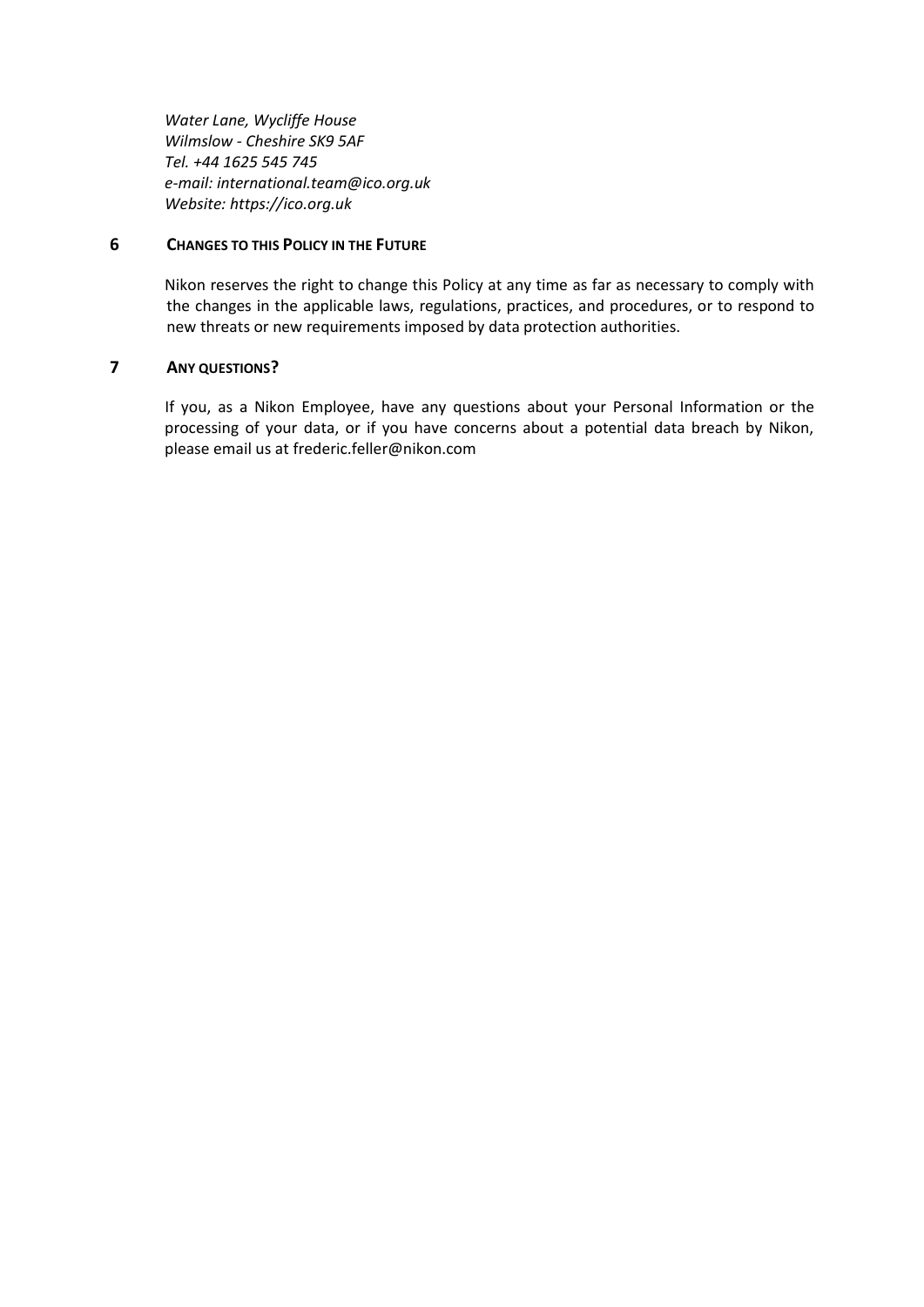*Water Lane, Wycliffe House*
*Wilmslow - Cheshire SK9 5AF*
*Tel. +44 1625 545 745*
*e-mail: international.team@ico.org.uk*
*Website: https://ico.org.uk*

## 6 CHANGES TO THIS POLICY IN THE FUTURE

Nikon reserves the right to change this Policy at any time as far as necessary to comply with the changes in the applicable laws, regulations, practices, and procedures, or to respond to new threats or new requirements imposed by data protection authorities.

## 7 ANY QUESTIONS?

If you, as a Nikon Employee, have any questions about your Personal Information or the processing of your data, or if you have concerns about a potential data breach by Nikon, please email us at frederic.feller@nikon.com